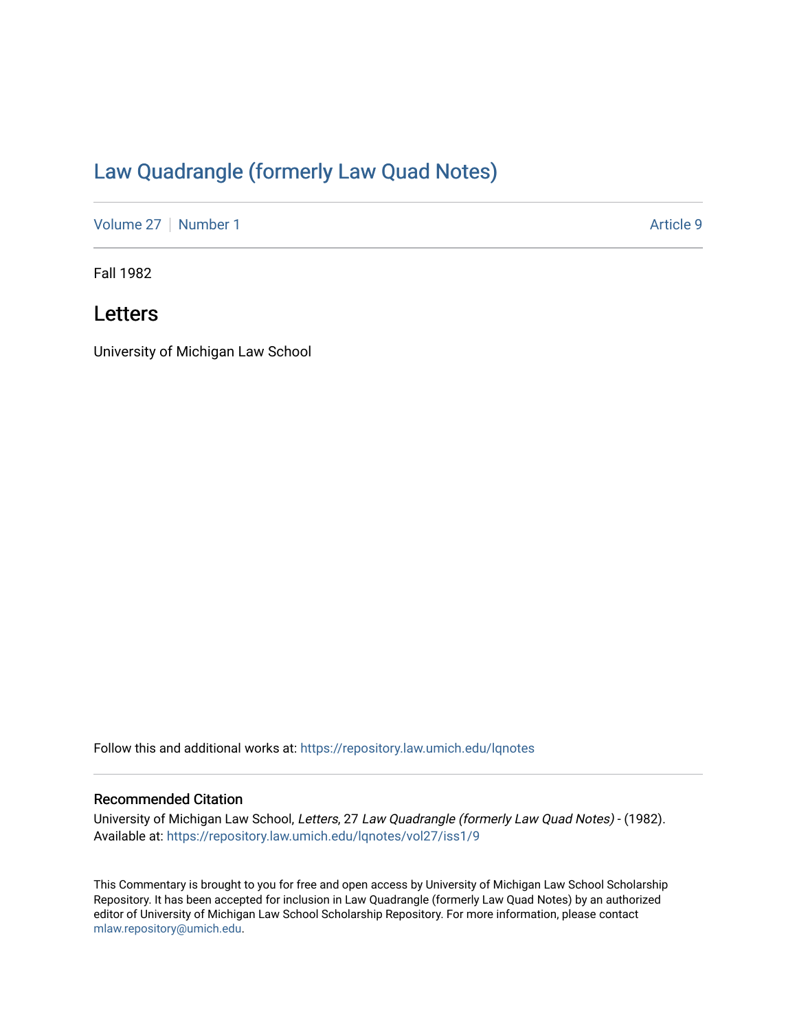# Law Quadrangle (formerly Law Quad Notes)

Volume 27 | Number 1 | Article 9

Fall 1982

## Letters

University of Michigan Law School

Follow this and additional works at: https://repository.law.umich.edu/lqnotes

### Recommended Citation

University of Michigan Law School, *Letters*, 27 *Law Quadrangle (formerly Law Quad Notes)* - (1982).
Available at: https://repository.law.umich.edu/lqnotes/vol27/iss1/9

This Commentary is brought to you for free and open access by University of Michigan Law School Scholarship Repository. It has been accepted for inclusion in Law Quadrangle (formerly Law Quad Notes) by an authorized editor of University of Michigan Law School Scholarship Repository. For more information, please contact mlaw.repository@umich.edu.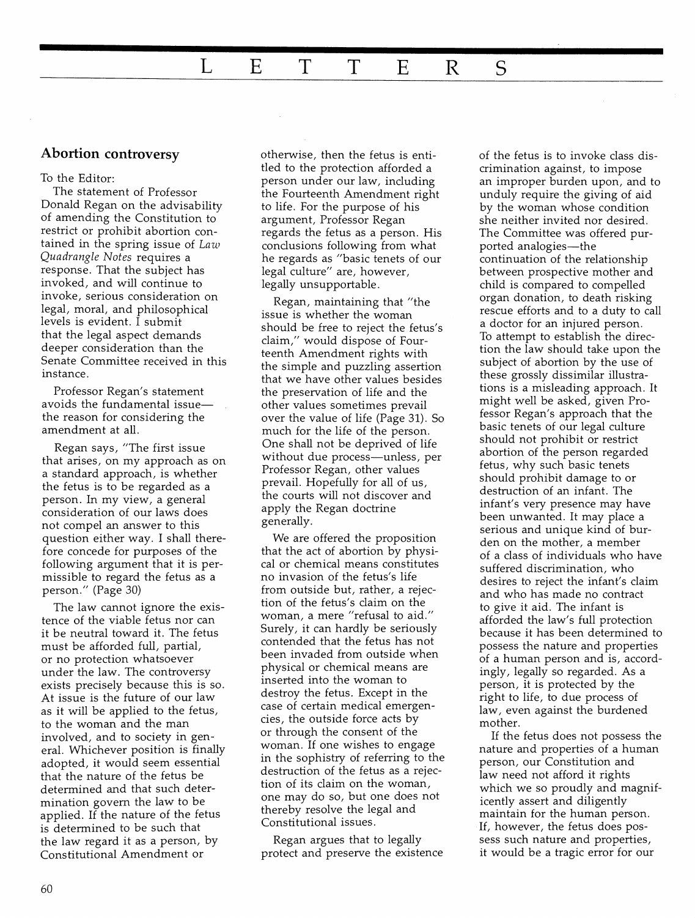# LETTERS

## Abortion controversy

To the Editor:

The statement of Professor Donald Regan on the advisability of amending the Constitution to restrict or prohibit abortion contained in the spring issue of *Law Quadrangle Notes* requires a response. That the subject has invoked, and will continue to invoke, serious consideration on legal, moral, and philosophical levels is evident. I submit that the legal aspect demands deeper consideration than the Senate Committee received in this instance.

Professor Regan's statement avoids the fundamental issue—the reason for considering the amendment at all.

Regan says, "The first issue that arises, on my approach as on a standard approach, is whether the fetus is to be regarded as a person. In my view, a general consideration of our laws does not compel an answer to this question either way. I shall therefore concede for purposes of the following argument that it is permissible to regard the fetus as a person." (Page 30)

The law cannot ignore the existence of the viable fetus nor can it be neutral toward it. The fetus must be afforded full, partial, or no protection whatsoever under the law. The controversy exists precisely because this is so. At issue is the future of our law as it will be applied to the fetus, to the woman and the man involved, and to society in general. Whichever position is finally adopted, it would seem essential that the nature of the fetus be determined and that such determination govern the law to be applied. If the nature of the fetus is determined to be such that the law regard it as a person, by Constitutional Amendment or otherwise, then the fetus is entitled to the protection afforded a person under our law, including the Fourteenth Amendment right to life. For the purpose of his argument, Professor Regan regards the fetus as a person. His conclusions following from what he regards as "basic tenets of our legal culture" are, however, legally unsupportable.

Regan, maintaining that "the issue is whether the woman should be free to reject the fetus's claim," would dispose of Fourteenth Amendment rights with the simple and puzzling assertion that we have other values besides the preservation of life and the other values sometimes prevail over the value of life (Page 31). So much for the life of the person. One shall not be deprived of life without due process—unless, per Professor Regan, other values prevail. Hopefully for all of us, the courts will not discover and apply the Regan doctrine generally.

We are offered the proposition that the act of abortion by physical or chemical means constitutes no invasion of the fetus's life from outside but, rather, a rejection of the fetus's claim on the woman, a mere "refusal to aid." Surely, it can hardly be seriously contended that the fetus has not been invaded from outside when physical or chemical means are inserted into the woman to destroy the fetus. Except in the case of certain medical emergencies, the outside force acts by or through the consent of the woman. If one wishes to engage in the sophistry of referring to the destruction of the fetus as a rejection of its claim on the woman, one may do so, but one does not thereby resolve the legal and Constitutional issues.

Regan argues that to legally protect and preserve the existence of the fetus is to invoke class discrimination against, to impose an improper burden upon, and to unduly require the giving of aid by the woman whose condition she neither invited nor desired. The Committee was offered purported analogies—the continuation of the relationship between prospective mother and child is compared to compelled organ donation, to death risking rescue efforts and to a duty to call a doctor for an injured person. To attempt to establish the direction the law should take upon the subject of abortion by the use of these grossly dissimilar illustrations is a misleading approach. It might well be asked, given Professor Regan's approach that the basic tenets of our legal culture should not prohibit or restrict abortion of the person regarded fetus, why such basic tenets should prohibit damage to or destruction of an infant. The infant's very presence may have been unwanted. It may place a serious and unique kind of burden on the mother, a member of a class of individuals who have suffered discrimination, who desires to reject the infant's claim and who has made no contract to give it aid. The infant is afforded the law's full protection because it has been determined to possess the nature and properties of a human person and is, accordingly, legally so regarded. As a person, it is protected by the right to life, to due process of law, even against the burdened mother.

If the fetus does not possess the nature and properties of a human person, our Constitution and law need not afford it rights which we so proudly and magnificently assert and diligently maintain for the human person. If, however, the fetus does possess such nature and properties, it would be a tragic error for our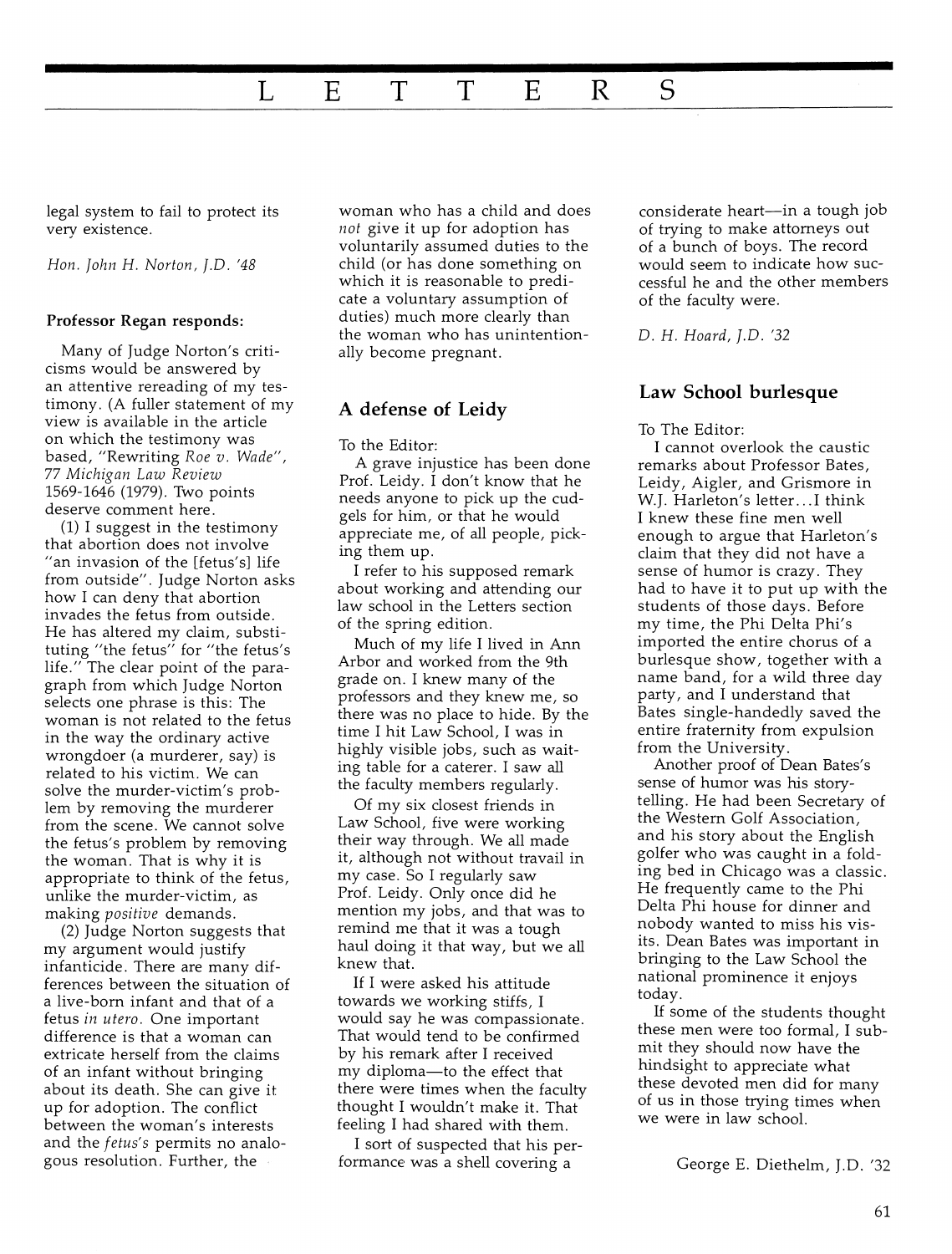# LETTERS

legal system to fail to protect its very existence.

*Hon. John H. Norton, J.D. '48*

**Professor Regan responds:**

Many of Judge Norton's criticisms would be answered by an attentive rereading of my testimony. (A fuller statement of my view is available in the article on which the testimony was based, "Rewriting *Roe v. Wade*", 77 *Michigan Law Review* 1569-1646 (1979). Two points deserve comment here.

(1) I suggest in the testimony that abortion does not involve "an invasion of the [fetus's] life from outside". Judge Norton asks how I can deny that abortion invades the fetus from outside. He has altered my claim, substituting "the fetus" for "the fetus's life." The clear point of the paragraph from which Judge Norton selects one phrase is this: The woman is not related to the fetus in the way the ordinary active wrongdoer (a murderer, say) is related to his victim. We can solve the murder-victim's problem by removing the murderer from the scene. We cannot solve the fetus's problem by removing the woman. That is why it is appropriate to think of the fetus, unlike the murder-victim, as making *positive* demands.

(2) Judge Norton suggests that my argument would justify infanticide. There are many differences between the situation of a live-born infant and that of a fetus *in utero*. One important difference is that a woman can extricate herself from the claims of an infant without bringing about its death. She can give it up for adoption. The conflict between the woman's interests and the *fetus's* permits no analogous resolution. Further, the woman who has a child and does *not* give it up for adoption has voluntarily assumed duties to the child (or has done something on which it is reasonable to predicate a voluntary assumption of duties) much more clearly than the woman who has unintentionally become pregnant.

## A defense of Leidy

To the Editor:

A grave injustice has been done Prof. Leidy. I don't know that he needs anyone to pick up the cudgels for him, or that he would appreciate me, of all people, picking them up.

I refer to his supposed remark about working and attending our law school in the Letters section of the spring edition.

Much of my life I lived in Ann Arbor and worked from the 9th grade on. I knew many of the professors and they knew me, so there was no place to hide. By the time I hit Law School, I was in highly visible jobs, such as waiting table for a caterer. I saw all the faculty members regularly.

Of my six closest friends in Law School, five were working their way through. We all made it, although not without travail in my case. So I regularly saw Prof. Leidy. Only once did he mention my jobs, and that was to remind me that it was a tough haul doing it that way, but we all knew that.

If I were asked his attitude towards we working stiffs, I would say he was compassionate. That would tend to be confirmed by his remark after I received my diploma—to the effect that there were times when the faculty thought I wouldn't make it. That feeling I had shared with them.

I sort of suspected that his performance was a shell covering a considerate heart—in a tough job of trying to make attorneys out of a bunch of boys. The record would seem to indicate how successful he and the other members of the faculty were.

*D. H. Hoard, J.D. '32*

## Law School burlesque

To The Editor:

I cannot overlook the caustic remarks about Professor Bates, Leidy, Aigler, and Grismore in W.J. Harleton's letter...I think I knew these fine men well enough to argue that Harleton's claim that they did not have a sense of humor is crazy. They had to have it to put up with the students of those days. Before my time, the Phi Delta Phi's imported the entire chorus of a burlesque show, together with a name band, for a wild three day party, and I understand that Bates single-handedly saved the entire fraternity from expulsion from the University.

Another proof of Dean Bates's sense of humor was his storytelling. He had been Secretary of the Western Golf Association, and his story about the English golfer who was caught in a folding bed in Chicago was a classic. He frequently came to the Phi Delta Phi house for dinner and nobody wanted to miss his visits. Dean Bates was important in bringing to the Law School the national prominence it enjoys today.

If some of the students thought these men were too formal, I submit they should now have the hindsight to appreciate what these devoted men did for many of us in those trying times when we were in law school.

George E. Diethelm, J.D. '32